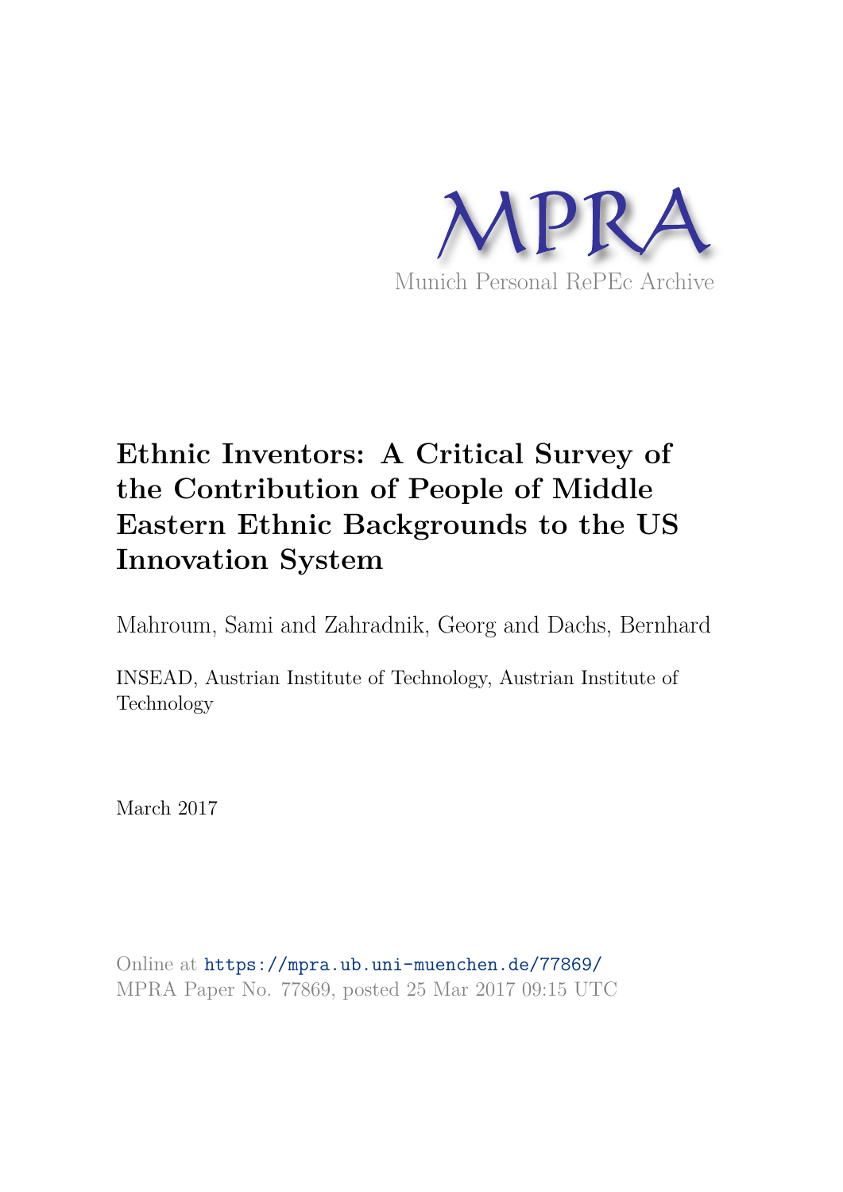MPRA

Munich Personal RePEc Archive

# Ethnic Inventors: A Critical Survey of the Contribution of People of Middle Eastern Ethnic Backgrounds to the US Innovation System

Mahroum, Sami and Zahradnik, Georg and Dachs, Bernhard

INSEAD, Austrian Institute of Technology, Austrian Institute of Technology

March 2017

Online at https://mpra.ub.uni-muenchen.de/77869/
MPRA Paper No. 77869, posted 25 Mar 2017 09:15 UTC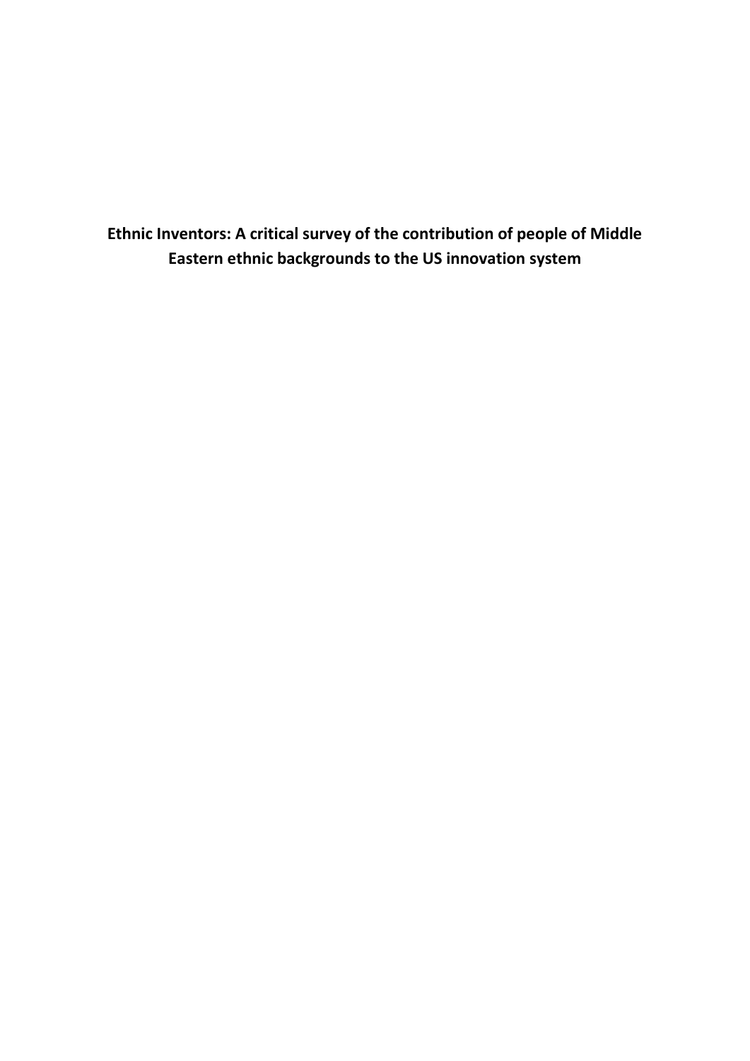**Ethnic Inventors: A critical survey of the contribution of people of Middle Eastern ethnic backgrounds to the US innovation system**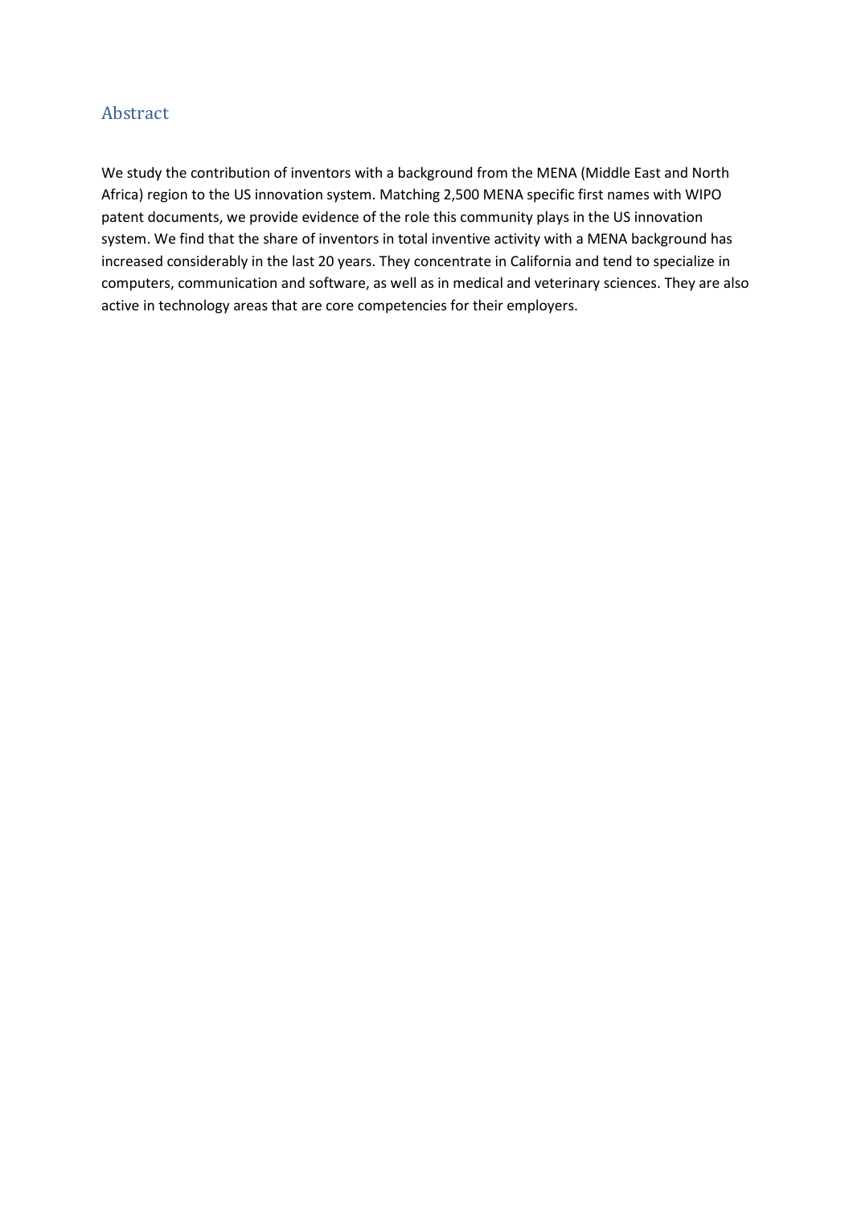## Abstract

We study the contribution of inventors with a background from the MENA (Middle East and North Africa) region to the US innovation system. Matching 2,500 MENA specific first names with WIPO patent documents, we provide evidence of the role this community plays in the US innovation system. We find that the share of inventors in total inventive activity with a MENA background has increased considerably in the last 20 years. They concentrate in California and tend to specialize in computers, communication and software, as well as in medical and veterinary sciences. They are also active in technology areas that are core competencies for their employers.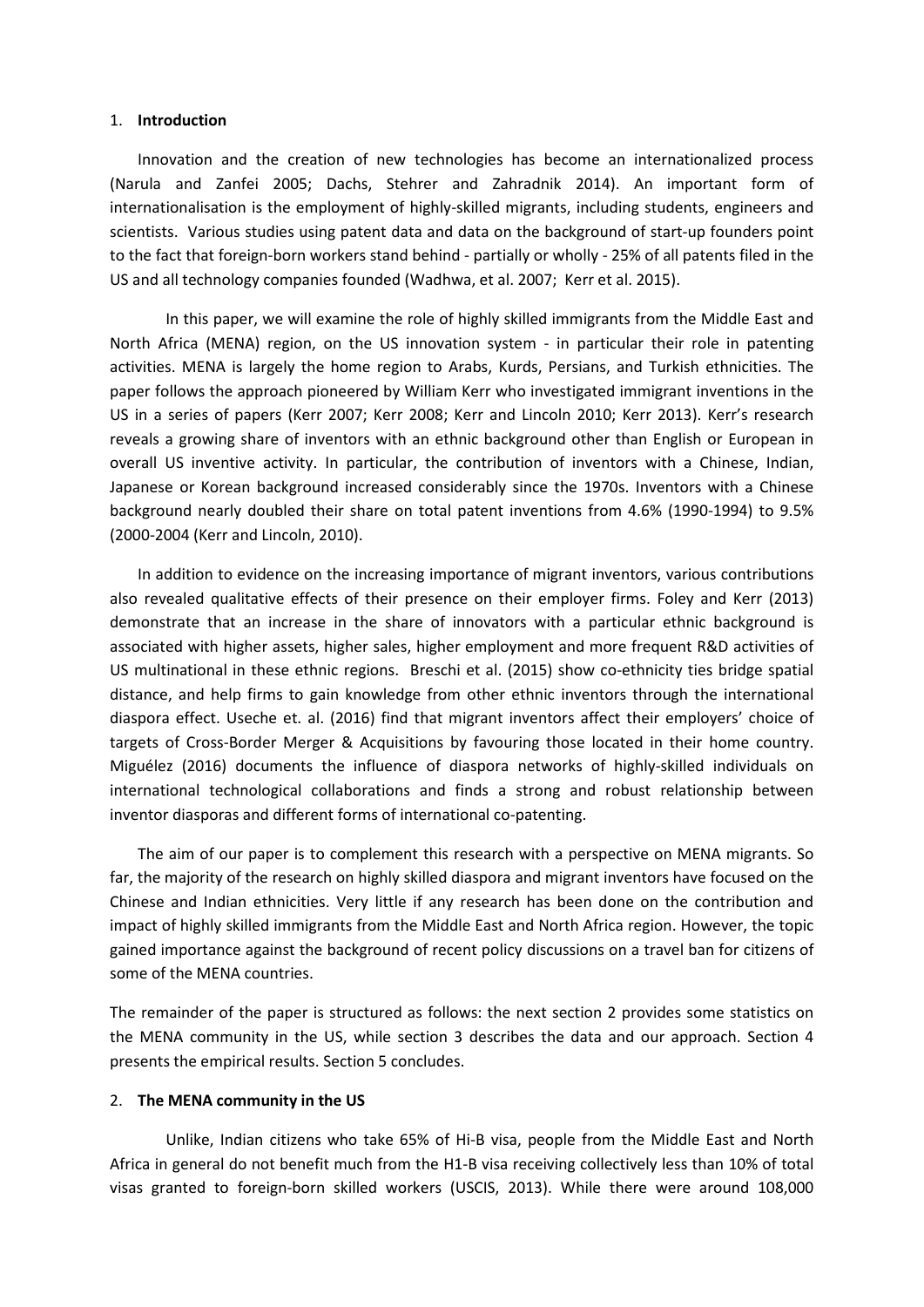## 1. **Introduction**

Innovation and the creation of new technologies has become an internationalized process (Narula and Zanfei 2005; Dachs, Stehrer and Zahradnik 2014). An important form of internationalisation is the employment of highly-skilled migrants, including students, engineers and scientists. Various studies using patent data and data on the background of start-up founders point to the fact that foreign-born workers stand behind - partially or wholly - 25% of all patents filed in the US and all technology companies founded (Wadhwa, et al. 2007; Kerr et al. 2015).

In this paper, we will examine the role of highly skilled immigrants from the Middle East and North Africa (MENA) region, on the US innovation system - in particular their role in patenting activities. MENA is largely the home region to Arabs, Kurds, Persians, and Turkish ethnicities. The paper follows the approach pioneered by William Kerr who investigated immigrant inventions in the US in a series of papers (Kerr 2007; Kerr 2008; Kerr and Lincoln 2010; Kerr 2013). Kerr's research reveals a growing share of inventors with an ethnic background other than English or European in overall US inventive activity. In particular, the contribution of inventors with a Chinese, Indian, Japanese or Korean background increased considerably since the 1970s. Inventors with a Chinese background nearly doubled their share on total patent inventions from 4.6% (1990-1994) to 9.5% (2000-2004 (Kerr and Lincoln, 2010).

In addition to evidence on the increasing importance of migrant inventors, various contributions also revealed qualitative effects of their presence on their employer firms. Foley and Kerr (2013) demonstrate that an increase in the share of innovators with a particular ethnic background is associated with higher assets, higher sales, higher employment and more frequent R&D activities of US multinational in these ethnic regions. Breschi et al. (2015) show co-ethnicity ties bridge spatial distance, and help firms to gain knowledge from other ethnic inventors through the international diaspora effect. Useche et. al. (2016) find that migrant inventors affect their employers' choice of targets of Cross-Border Merger & Acquisitions by favouring those located in their home country. Miguélez (2016) documents the influence of diaspora networks of highly-skilled individuals on international technological collaborations and finds a strong and robust relationship between inventor diasporas and different forms of international co-patenting.

The aim of our paper is to complement this research with a perspective on MENA migrants. So far, the majority of the research on highly skilled diaspora and migrant inventors have focused on the Chinese and Indian ethnicities. Very little if any research has been done on the contribution and impact of highly skilled immigrants from the Middle East and North Africa region. However, the topic gained importance against the background of recent policy discussions on a travel ban for citizens of some of the MENA countries.

The remainder of the paper is structured as follows: the next section 2 provides some statistics on the MENA community in the US, while section 3 describes the data and our approach. Section 4 presents the empirical results. Section 5 concludes.

## 2. **The MENA community in the US**

Unlike, Indian citizens who take 65% of Hi-B visa, people from the Middle East and North Africa in general do not benefit much from the H1-B visa receiving collectively less than 10% of total visas granted to foreign-born skilled workers (USCIS, 2013). While there were around 108,000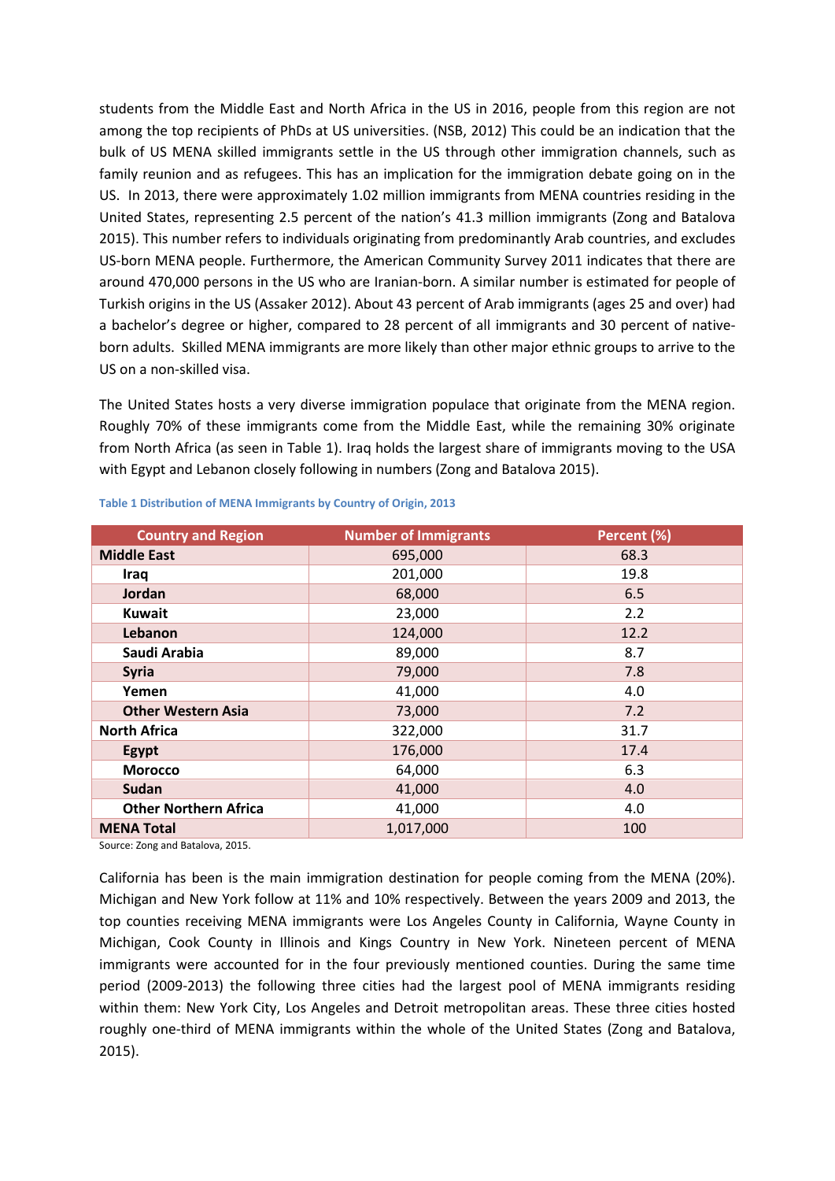students from the Middle East and North Africa in the US in 2016, people from this region are not among the top recipients of PhDs at US universities. (NSB, 2012) This could be an indication that the bulk of US MENA skilled immigrants settle in the US through other immigration channels, such as family reunion and as refugees. This has an implication for the immigration debate going on in the US. In 2013, there were approximately 1.02 million immigrants from MENA countries residing in the United States, representing 2.5 percent of the nation's 41.3 million immigrants (Zong and Batalova 2015). This number refers to individuals originating from predominantly Arab countries, and excludes US-born MENA people. Furthermore, the American Community Survey 2011 indicates that there are around 470,000 persons in the US who are Iranian-born. A similar number is estimated for people of Turkish origins in the US (Assaker 2012). About 43 percent of Arab immigrants (ages 25 and over) had a bachelor's degree or higher, compared to 28 percent of all immigrants and 30 percent of native-born adults. Skilled MENA immigrants are more likely than other major ethnic groups to arrive to the US on a non-skilled visa.

The United States hosts a very diverse immigration populace that originate from the MENA region. Roughly 70% of these immigrants come from the Middle East, while the remaining 30% originate from North Africa (as seen in Table 1). Iraq holds the largest share of immigrants moving to the USA with Egypt and Lebanon closely following in numbers (Zong and Batalova 2015).

**Table 1 Distribution of MENA Immigrants by Country of Origin, 2013**

| Country and Region | Number of Immigrants | Percent (%) |
|---|---|---|
| **Middle East** | 695,000 | 68.3 |
| **Iraq** | 201,000 | 19.8 |
| **Jordan** | 68,000 | 6.5 |
| **Kuwait** | 23,000 | 2.2 |
| **Lebanon** | 124,000 | 12.2 |
| **Saudi Arabia** | 89,000 | 8.7 |
| **Syria** | 79,000 | 7.8 |
| **Yemen** | 41,000 | 4.0 |
| **Other Western Asia** | 73,000 | 7.2 |
| **North Africa** | 322,000 | 31.7 |
| **Egypt** | 176,000 | 17.4 |
| **Morocco** | 64,000 | 6.3 |
| **Sudan** | 41,000 | 4.0 |
| **Other Northern Africa** | 41,000 | 4.0 |
| **MENA Total** | 1,017,000 | 100 |

Source: Zong and Batalova, 2015.

California has been is the main immigration destination for people coming from the MENA (20%). Michigan and New York follow at 11% and 10% respectively. Between the years 2009 and 2013, the top counties receiving MENA immigrants were Los Angeles County in California, Wayne County in Michigan, Cook County in Illinois and Kings Country in New York. Nineteen percent of MENA immigrants were accounted for in the four previously mentioned counties. During the same time period (2009-2013) the following three cities had the largest pool of MENA immigrants residing within them: New York City, Los Angeles and Detroit metropolitan areas. These three cities hosted roughly one-third of MENA immigrants within the whole of the United States (Zong and Batalova, 2015).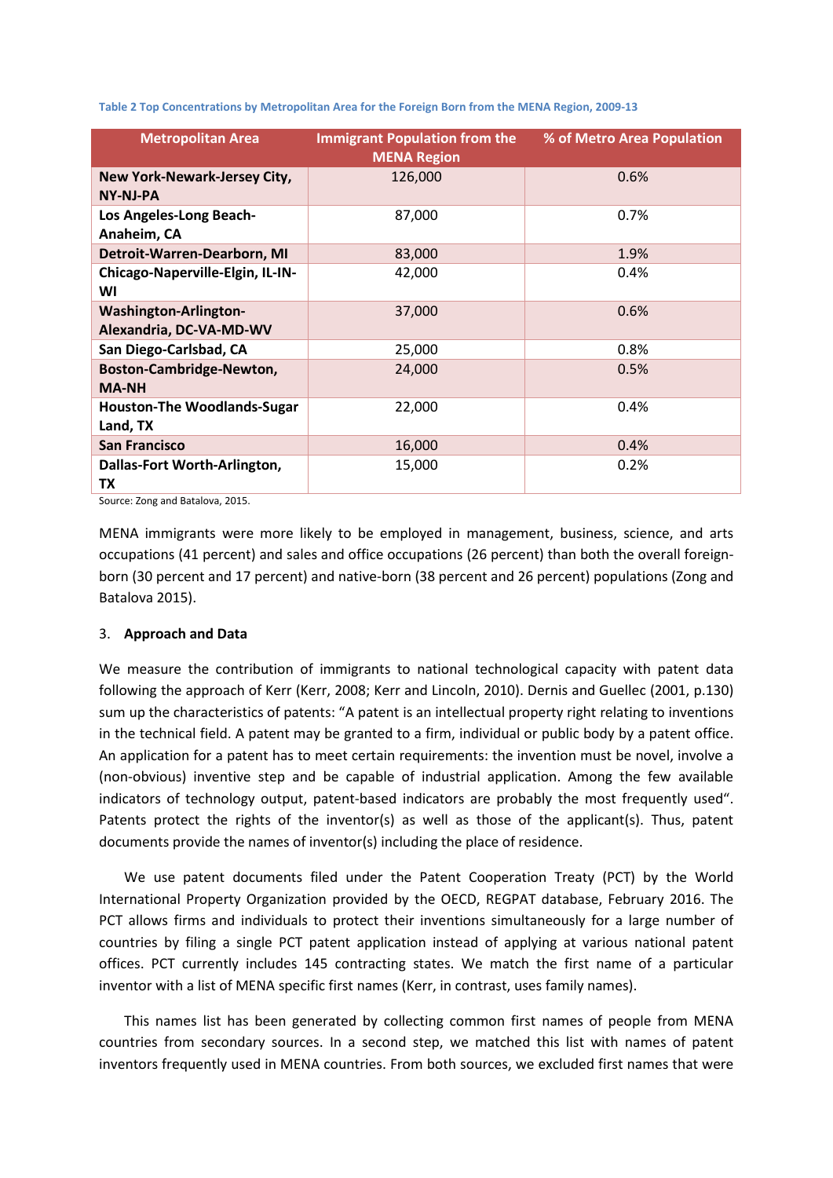**Table 2 Top Concentrations by Metropolitan Area for the Foreign Born from the MENA Region, 2009-13**

| Metropolitan Area | Immigrant Population from the MENA Region | % of Metro Area Population |
|---|---|---|
| **New York-Newark-Jersey City, NY-NJ-PA** | 126,000 | 0.6% |
| **Los Angeles-Long Beach-Anaheim, CA** | 87,000 | 0.7% |
| **Detroit-Warren-Dearborn, MI** | 83,000 | 1.9% |
| **Chicago-Naperville-Elgin, IL-IN-WI** | 42,000 | 0.4% |
| **Washington-Arlington-Alexandria, DC-VA-MD-WV** | 37,000 | 0.6% |
| **San Diego-Carlsbad, CA** | 25,000 | 0.8% |
| **Boston-Cambridge-Newton, MA-NH** | 24,000 | 0.5% |
| **Houston-The Woodlands-Sugar Land, TX** | 22,000 | 0.4% |
| **San Francisco** | 16,000 | 0.4% |
| **Dallas-Fort Worth-Arlington, TX** | 15,000 | 0.2% |

Source: Zong and Batalova, 2015.

MENA immigrants were more likely to be employed in management, business, science, and arts occupations (41 percent) and sales and office occupations (26 percent) than both the overall foreign-born (30 percent and 17 percent) and native-born (38 percent and 26 percent) populations (Zong and Batalova 2015).

## 3. Approach and Data

We measure the contribution of immigrants to national technological capacity with patent data following the approach of Kerr (Kerr, 2008; Kerr and Lincoln, 2010). Dernis and Guellec (2001, p.130) sum up the characteristics of patents: "A patent is an intellectual property right relating to inventions in the technical field. A patent may be granted to a firm, individual or public body by a patent office. An application for a patent has to meet certain requirements: the invention must be novel, involve a (non-obvious) inventive step and be capable of industrial application. Among the few available indicators of technology output, patent-based indicators are probably the most frequently used". Patents protect the rights of the inventor(s) as well as those of the applicant(s). Thus, patent documents provide the names of inventor(s) including the place of residence.

We use patent documents filed under the Patent Cooperation Treaty (PCT) by the World International Property Organization provided by the OECD, REGPAT database, February 2016. The PCT allows firms and individuals to protect their inventions simultaneously for a large number of countries by filing a single PCT patent application instead of applying at various national patent offices. PCT currently includes 145 contracting states. We match the first name of a particular inventor with a list of MENA specific first names (Kerr, in contrast, uses family names).

This names list has been generated by collecting common first names of people from MENA countries from secondary sources. In a second step, we matched this list with names of patent inventors frequently used in MENA countries. From both sources, we excluded first names that were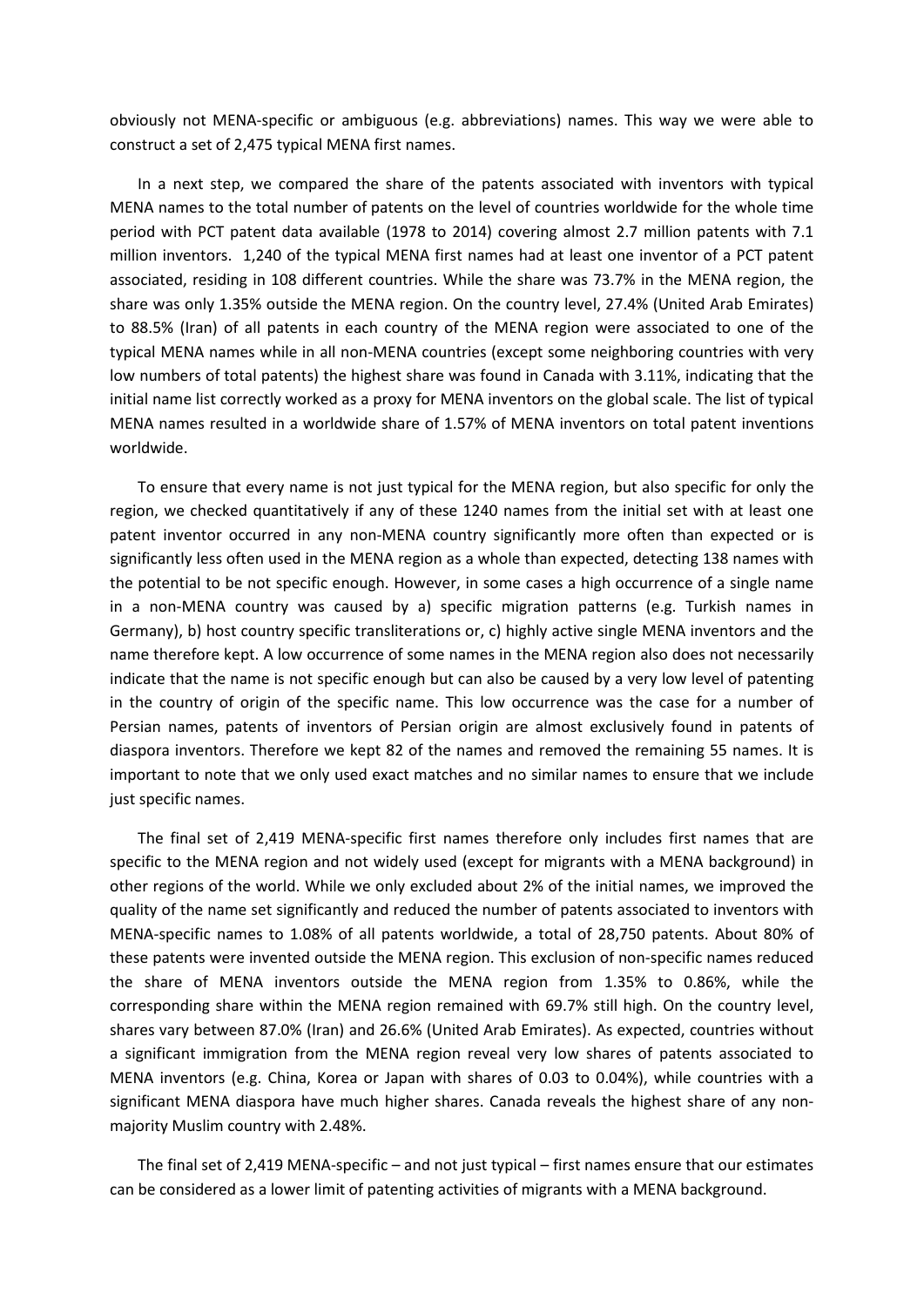obviously not MENA-specific or ambiguous (e.g. abbreviations) names. This way we were able to construct a set of 2,475 typical MENA first names.

In a next step, we compared the share of the patents associated with inventors with typical MENA names to the total number of patents on the level of countries worldwide for the whole time period with PCT patent data available (1978 to 2014) covering almost 2.7 million patents with 7.1 million inventors. 1,240 of the typical MENA first names had at least one inventor of a PCT patent associated, residing in 108 different countries. While the share was 73.7% in the MENA region, the share was only 1.35% outside the MENA region. On the country level, 27.4% (United Arab Emirates) to 88.5% (Iran) of all patents in each country of the MENA region were associated to one of the typical MENA names while in all non-MENA countries (except some neighboring countries with very low numbers of total patents) the highest share was found in Canada with 3.11%, indicating that the initial name list correctly worked as a proxy for MENA inventors on the global scale. The list of typical MENA names resulted in a worldwide share of 1.57% of MENA inventors on total patent inventions worldwide.

To ensure that every name is not just typical for the MENA region, but also specific for only the region, we checked quantitatively if any of these 1240 names from the initial set with at least one patent inventor occurred in any non-MENA country significantly more often than expected or is significantly less often used in the MENA region as a whole than expected, detecting 138 names with the potential to be not specific enough. However, in some cases a high occurrence of a single name in a non-MENA country was caused by a) specific migration patterns (e.g. Turkish names in Germany), b) host country specific transliterations or, c) highly active single MENA inventors and the name therefore kept. A low occurrence of some names in the MENA region also does not necessarily indicate that the name is not specific enough but can also be caused by a very low level of patenting in the country of origin of the specific name. This low occurrence was the case for a number of Persian names, patents of inventors of Persian origin are almost exclusively found in patents of diaspora inventors. Therefore we kept 82 of the names and removed the remaining 55 names. It is important to note that we only used exact matches and no similar names to ensure that we include just specific names.

The final set of 2,419 MENA-specific first names therefore only includes first names that are specific to the MENA region and not widely used (except for migrants with a MENA background) in other regions of the world. While we only excluded about 2% of the initial names, we improved the quality of the name set significantly and reduced the number of patents associated to inventors with MENA-specific names to 1.08% of all patents worldwide, a total of 28,750 patents. About 80% of these patents were invented outside the MENA region. This exclusion of non-specific names reduced the share of MENA inventors outside the MENA region from 1.35% to 0.86%, while the corresponding share within the MENA region remained with 69.7% still high. On the country level, shares vary between 87.0% (Iran) and 26.6% (United Arab Emirates). As expected, countries without a significant immigration from the MENA region reveal very low shares of patents associated to MENA inventors (e.g. China, Korea or Japan with shares of 0.03 to 0.04%), while countries with a significant MENA diaspora have much higher shares. Canada reveals the highest share of any non-majority Muslim country with 2.48%.

The final set of 2,419 MENA-specific – and not just typical – first names ensure that our estimates can be considered as a lower limit of patenting activities of migrants with a MENA background.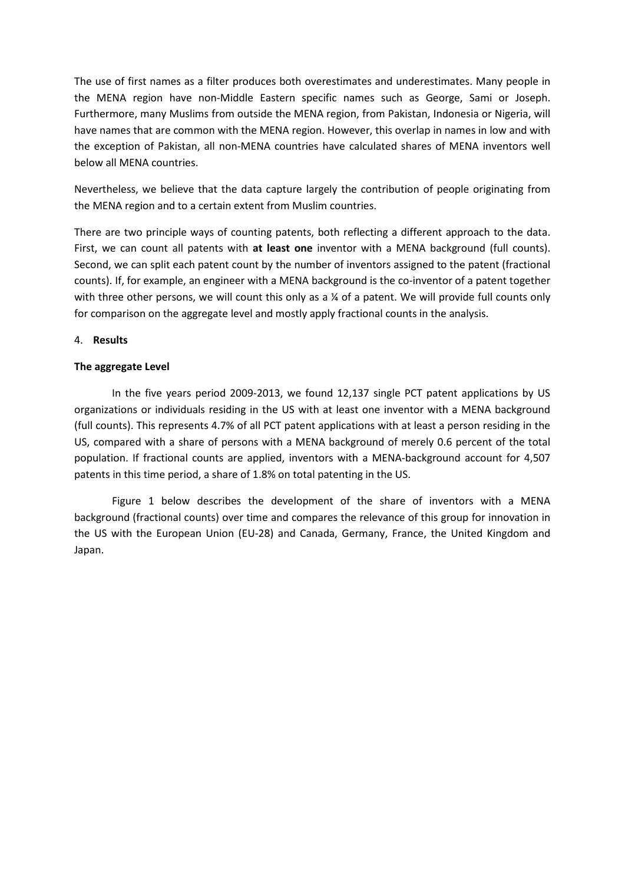The use of first names as a filter produces both overestimates and underestimates. Many people in the MENA region have non-Middle Eastern specific names such as George, Sami or Joseph. Furthermore, many Muslims from outside the MENA region, from Pakistan, Indonesia or Nigeria, will have names that are common with the MENA region. However, this overlap in names in low and with the exception of Pakistan, all non-MENA countries have calculated shares of MENA inventors well below all MENA countries.

Nevertheless, we believe that the data capture largely the contribution of people originating from the MENA region and to a certain extent from Muslim countries.

There are two principle ways of counting patents, both reflecting a different approach to the data. First, we can count all patents with **at least one** inventor with a MENA background (full counts). Second, we can split each patent count by the number of inventors assigned to the patent (fractional counts). If, for example, an engineer with a MENA background is the co-inventor of a patent together with three other persons, we will count this only as a ¼ of a patent. We will provide full counts only for comparison on the aggregate level and mostly apply fractional counts in the analysis.

## 4. **Results**

### The aggregate Level

In the five years period 2009-2013, we found 12,137 single PCT patent applications by US organizations or individuals residing in the US with at least one inventor with a MENA background (full counts). This represents 4.7% of all PCT patent applications with at least a person residing in the US, compared with a share of persons with a MENA background of merely 0.6 percent of the total population. If fractional counts are applied, inventors with a MENA-background account for 4,507 patents in this time period, a share of 1.8% on total patenting in the US.

Figure 1 below describes the development of the share of inventors with a MENA background (fractional counts) over time and compares the relevance of this group for innovation in the US with the European Union (EU-28) and Canada, Germany, France, the United Kingdom and Japan.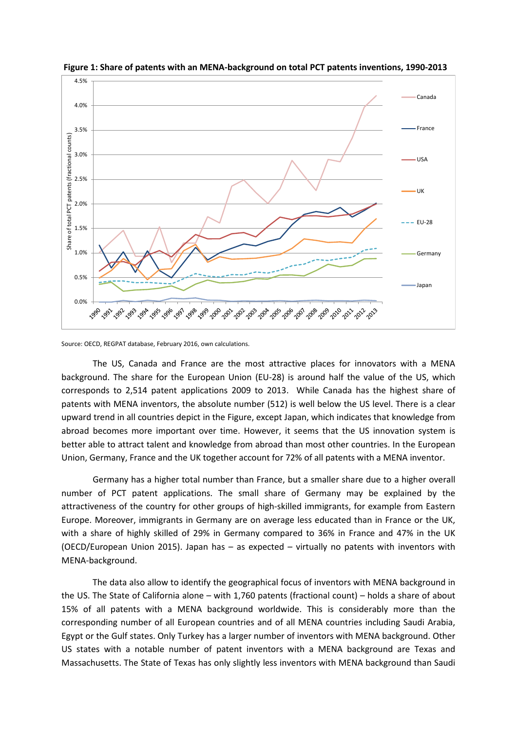**Figure 1: Share of patents with an MENA-background on total PCT patents inventions, 1990-2013**

Share of total PCT patents (fractional counts)

4.5%
4.0%
3.5%
3.0%
2.5%
2.0%
1.5%
1.0%
0.5%
0.0%

1990 1991 1992 1993 1994 1995 1996 1997 1998 1999 2000 2001 2002 2003 2004 2005 2006 2007 2008 2009 2010 2011 2012 2013

Canada
France
USA
UK
EU-28
Germany
Japan

Source: OECD, REGPAT database, February 2016, own calculations.

The US, Canada and France are the most attractive places for innovators with a MENA background. The share for the European Union (EU-28) is around half the value of the US, which corresponds to 2,514 patent applications 2009 to 2013. While Canada has the highest share of patents with MENA inventors, the absolute number (512) is well below the US level. There is a clear upward trend in all countries depict in the Figure, except Japan, which indicates that knowledge from abroad becomes more important over time. However, it seems that the US innovation system is better able to attract talent and knowledge from abroad than most other countries. In the European Union, Germany, France and the UK together account for 72% of all patents with a MENA inventor.

Germany has a higher total number than France, but a smaller share due to a higher overall number of PCT patent applications. The small share of Germany may be explained by the attractiveness of the country for other groups of high-skilled immigrants, for example from Eastern Europe. Moreover, immigrants in Germany are on average less educated than in France or the UK, with a share of highly skilled of 29% in Germany compared to 36% in France and 47% in the UK (OECD/European Union 2015). Japan has – as expected – virtually no patents with inventors with MENA-background.

The data also allow to identify the geographical focus of inventors with MENA background in the US. The State of California alone – with 1,760 patents (fractional count) – holds a share of about 15% of all patents with a MENA background worldwide. This is considerably more than the corresponding number of all European countries and of all MENA countries including Saudi Arabia, Egypt or the Gulf states. Only Turkey has a larger number of inventors with MENA background. Other US states with a notable number of patent inventors with a MENA background are Texas and Massachusetts. The State of Texas has only slightly less inventors with MENA background than Saudi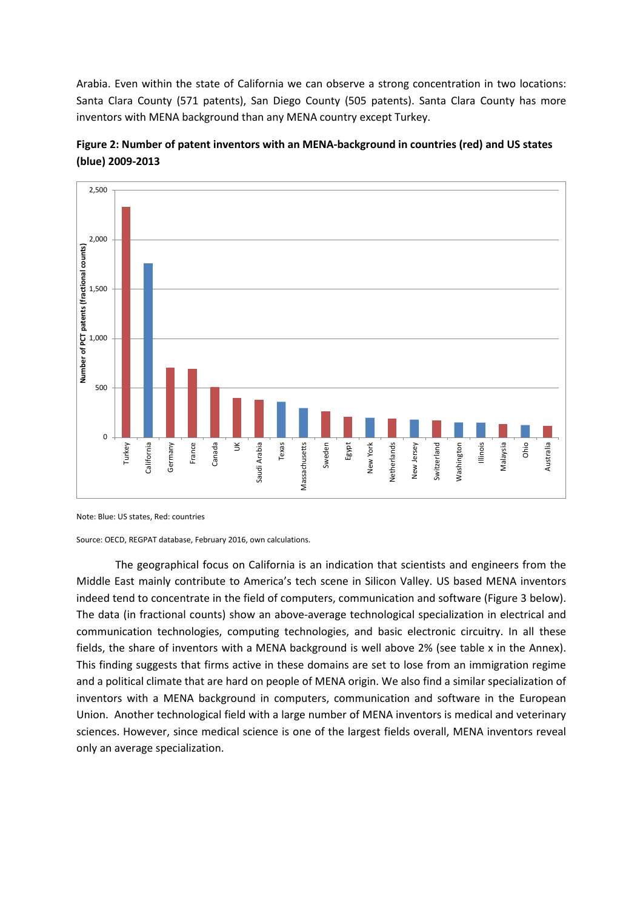Arabia. Even within the state of California we can observe a strong concentration in two locations: Santa Clara County (571 patents), San Diego County (505 patents). Santa Clara County has more inventors with MENA background than any MENA country except Turkey.

**Figure 2: Number of patent inventors with an MENA-background in countries (red) and US states (blue) 2009-2013**

Number of PCT patents (fractional counts)

2,500
2,000
1,500
1,000
500
0

Turkey, California, Germany, France, Canada, UK, Saudi Arabia, Texas, Massachusetts, Sweden, Egypt, New York, Netherlands, New Jersey, Switzerland, Washington, Illinois, Malaysia, Ohio, Australia

Note: Blue: US states, Red: countries

Source: OECD, REGPAT database, February 2016, own calculations.

The geographical focus on California is an indication that scientists and engineers from the Middle East mainly contribute to America's tech scene in Silicon Valley. US based MENA inventors indeed tend to concentrate in the field of computers, communication and software (Figure 3 below). The data (in fractional counts) show an above-average technological specialization in electrical and communication technologies, computing technologies, and basic electronic circuitry. In all these fields, the share of inventors with a MENA background is well above 2% (see table x in the Annex). This finding suggests that firms active in these domains are set to lose from an immigration regime and a political climate that are hard on people of MENA origin. We also find a similar specialization of inventors with a MENA background in computers, communication and software in the European Union. Another technological field with a large number of MENA inventors is medical and veterinary sciences. However, since medical science is one of the largest fields overall, MENA inventors reveal only an average specialization.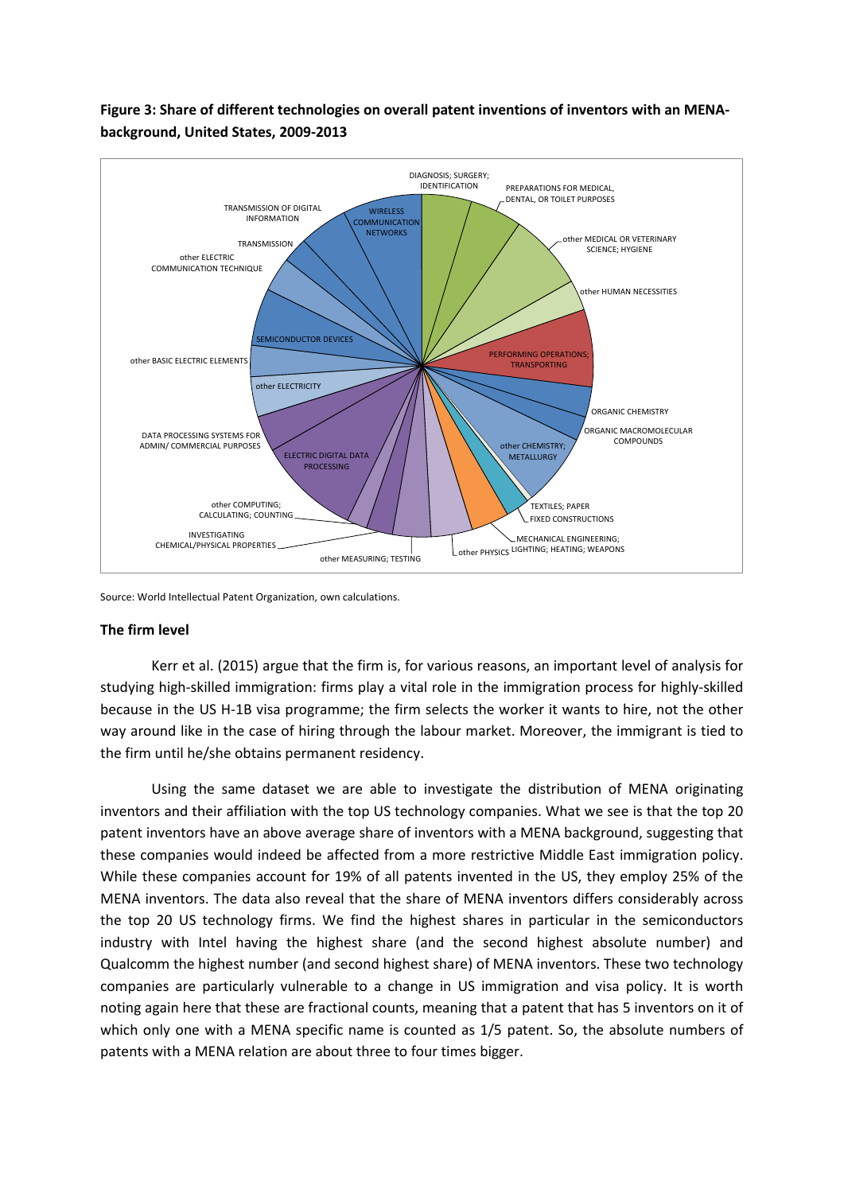**Figure 3: Share of different technologies on overall patent inventions of inventors with an MENA-background, United States, 2009-2013**

DIAGNOSIS; SURGERY; IDENTIFICATION
PREPARATIONS FOR MEDICAL, DENTAL, OR TOILET PURPOSES
other MEDICAL OR VETERINARY SCIENCE; HYGIENE
other HUMAN NECESSITIES
PERFORMING OPERATIONS; TRANSPORTING
ORGANIC CHEMISTRY
ORGANIC MACROMOLECULAR COMPOUNDS
other CHEMISTRY; METALLURGY
TEXTILES; PAPER
FIXED CONSTRUCTIONS
MECHANICAL ENGINEERING; LIGHTING; HEATING; WEAPONS
other PHYSICS
other MEASURING; TESTING
INVESTIGATING CHEMICAL/PHYSICAL PROPERTIES
other COMPUTING; CALCULATING; COUNTING
ELECTRIC DIGITAL DATA PROCESSING
DATA PROCESSING SYSTEMS FOR ADMIN/ COMMERCIAL PURPOSES
other ELECTRICITY
other BASIC ELECTRIC ELEMENTS
SEMICONDUCTOR DEVICES
other ELECTRIC COMMUNICATION TECHNIQUE
TRANSMISSION
TRANSMISSION OF DIGITAL INFORMATION
WIRELESS COMMUNICATION NETWORKS

Source: World Intellectual Patent Organization, own calculations.

### The firm level

Kerr et al. (2015) argue that the firm is, for various reasons, an important level of analysis for studying high-skilled immigration: firms play a vital role in the immigration process for highly-skilled because in the US H-1B visa programme; the firm selects the worker it wants to hire, not the other way around like in the case of hiring through the labour market. Moreover, the immigrant is tied to the firm until he/she obtains permanent residency.

Using the same dataset we are able to investigate the distribution of MENA originating inventors and their affiliation with the top US technology companies. What we see is that the top 20 patent inventors have an above average share of inventors with a MENA background, suggesting that these companies would indeed be affected from a more restrictive Middle East immigration policy. While these companies account for 19% of all patents invented in the US, they employ 25% of the MENA inventors. The data also reveal that the share of MENA inventors differs considerably across the top 20 US technology firms. We find the highest shares in particular in the semiconductors industry with Intel having the highest share (and the second highest absolute number) and Qualcomm the highest number (and second highest share) of MENA inventors. These two technology companies are particularly vulnerable to a change in US immigration and visa policy. It is worth noting again here that these are fractional counts, meaning that a patent that has 5 inventors on it of which only one with a MENA specific name is counted as 1/5 patent. So, the absolute numbers of patents with a MENA relation are about three to four times bigger.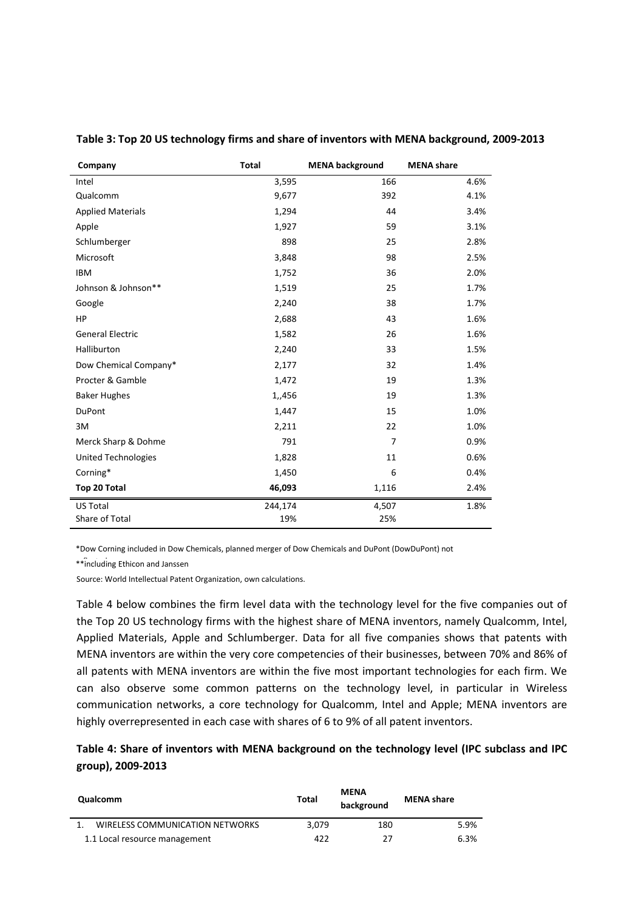**Table 3: Top 20 US technology firms and share of inventors with MENA background, 2009-2013**

| Company | Total | MENA background | MENA share |
|---|---|---|---|
| Intel | 3,595 | 166 | 4.6% |
| Qualcomm | 9,677 | 392 | 4.1% |
| Applied Materials | 1,294 | 44 | 3.4% |
| Apple | 1,927 | 59 | 3.1% |
| Schlumberger | 898 | 25 | 2.8% |
| Microsoft | 3,848 | 98 | 2.5% |
| IBM | 1,752 | 36 | 2.0% |
| Johnson & Johnson** | 1,519 | 25 | 1.7% |
| Google | 2,240 | 38 | 1.7% |
| HP | 2,688 | 43 | 1.6% |
| General Electric | 1,582 | 26 | 1.6% |
| Halliburton | 2,240 | 33 | 1.5% |
| Dow Chemical Company* | 2,177 | 32 | 1.4% |
| Procter & Gamble | 1,472 | 19 | 1.3% |
| Baker Hughes | 1,,456 | 19 | 1.3% |
| DuPont | 1,447 | 15 | 1.0% |
| 3M | 2,211 | 22 | 1.0% |
| Merck Sharp & Dohme | 791 | 7 | 0.9% |
| United Technologies | 1,828 | 11 | 0.6% |
| Corning* | 1,450 | 6 | 0.4% |
| **Top 20 Total** | **46,093** | 1,116 | 2.4% |
| US Total | 244,174 | 4,507 | 1.8% |
| Share of Total | 19% | 25% | |

*Dow Corning included in Dow Chemicals, planned merger of Dow Chemicals and DuPont (DowDuPont) not

**including Ethicon and Janssen

Source: World Intellectual Patent Organization, own calculations.

Table 4 below combines the firm level data with the technology level for the five companies out of the Top 20 US technology firms with the highest share of MENA inventors, namely Qualcomm, Intel, Applied Materials, Apple and Schlumberger. Data for all five companies shows that patents with MENA inventors are within the very core competencies of their businesses, between 70% and 86% of all patents with MENA inventors are within the five most important technologies for each firm. We can also observe some common patterns on the technology level, in particular in Wireless communication networks, a core technology for Qualcomm, Intel and Apple; MENA inventors are highly overrepresented in each case with shares of 6 to 9% of all patent inventors.

**Table 4: Share of inventors with MENA background on the technology level (IPC subclass and IPC group), 2009-2013**

| Qualcomm | Total | MENA background | MENA share |
|---|---|---|---|
| 1. WIRELESS COMMUNICATION NETWORKS | 3,079 | 180 | 5.9% |
| 1.1 Local resource management | 422 | 27 | 6.3% |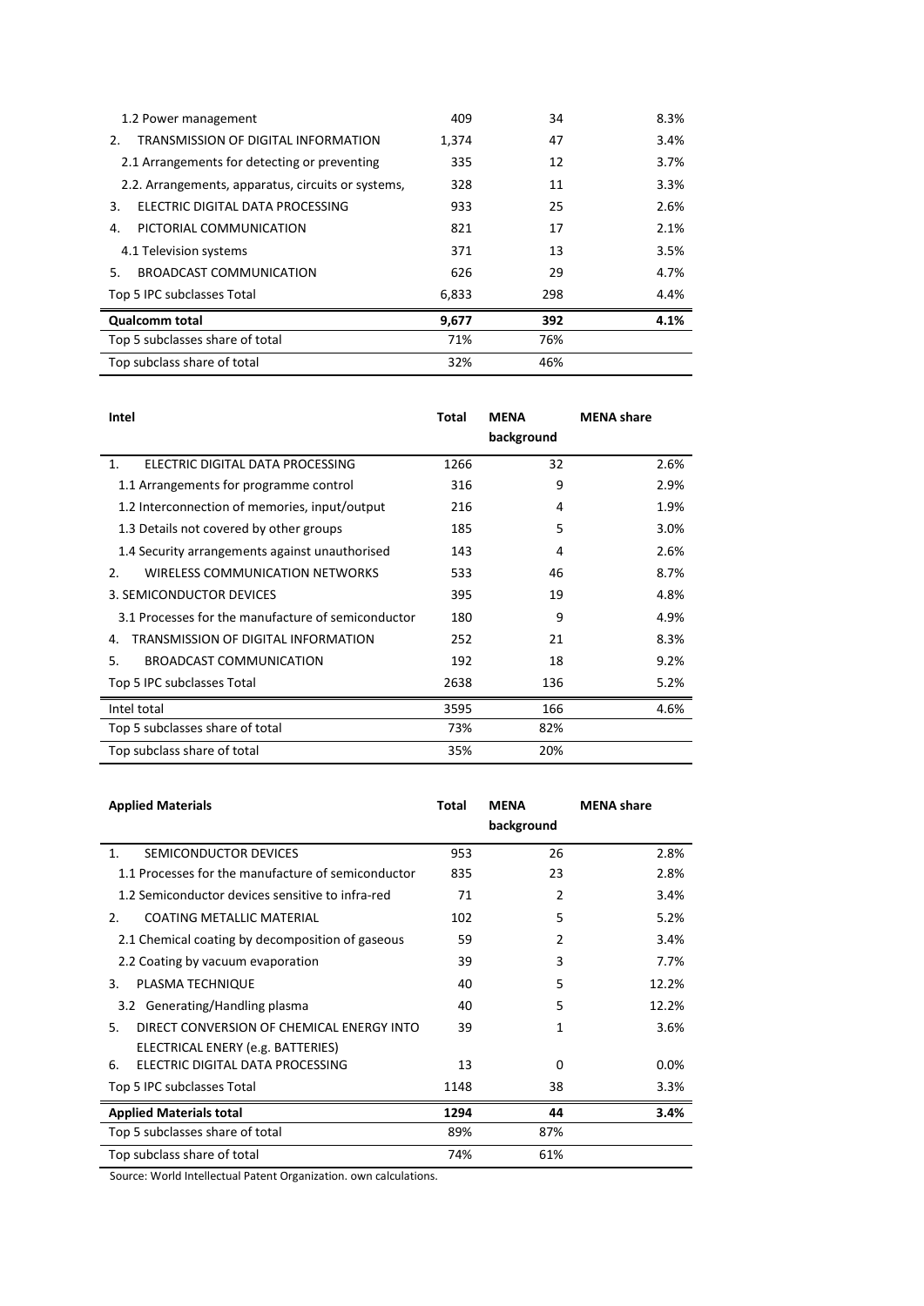| | | | |
|---|---|---|---|
| 1.2 Power management | 409 | 34 | 8.3% |
| 2. TRANSMISSION OF DIGITAL INFORMATION | 1,374 | 47 | 3.4% |
| 2.1 Arrangements for detecting or preventing | 335 | 12 | 3.7% |
| 2.2. Arrangements, apparatus, circuits or systems, | 328 | 11 | 3.3% |
| 3. ELECTRIC DIGITAL DATA PROCESSING | 933 | 25 | 2.6% |
| 4. PICTORIAL COMMUNICATION | 821 | 17 | 2.1% |
| 4.1 Television systems | 371 | 13 | 3.5% |
| 5. BROADCAST COMMUNICATION | 626 | 29 | 4.7% |
| Top 5 IPC subclasses Total | 6,833 | 298 | 4.4% |
| **Qualcomm total** | **9,677** | **392** | **4.1%** |
| Top 5 subclasses share of total | 71% | 76% | |
| Top subclass share of total | 32% | 46% | |

| **Intel** | **Total** | **MENA background** | **MENA share** |
|---|---|---|---|
| 1. ELECTRIC DIGITAL DATA PROCESSING | 1266 | 32 | 2.6% |
| 1.1 Arrangements for programme control | 316 | 9 | 2.9% |
| 1.2 Interconnection of memories, input/output | 216 | 4 | 1.9% |
| 1.3 Details not covered by other groups | 185 | 5 | 3.0% |
| 1.4 Security arrangements against unauthorised | 143 | 4 | 2.6% |
| 2. WIRELESS COMMUNICATION NETWORKS | 533 | 46 | 8.7% |
| 3. SEMICONDUCTOR DEVICES | 395 | 19 | 4.8% |
| 3.1 Processes for the manufacture of semiconductor | 180 | 9 | 4.9% |
| 4. TRANSMISSION OF DIGITAL INFORMATION | 252 | 21 | 8.3% |
| 5. BROADCAST COMMUNICATION | 192 | 18 | 9.2% |
| Top 5 IPC subclasses Total | 2638 | 136 | 5.2% |
| Intel total | 3595 | 166 | 4.6% |
| Top 5 subclasses share of total | 73% | 82% | |
| Top subclass share of total | 35% | 20% | |

| **Applied Materials** | **Total** | **MENA background** | **MENA share** |
|---|---|---|---|
| 1. SEMICONDUCTOR DEVICES | 953 | 26 | 2.8% |
| 1.1 Processes for the manufacture of semiconductor | 835 | 23 | 2.8% |
| 1.2 Semiconductor devices sensitive to infra-red | 71 | 2 | 3.4% |
| 2. COATING METALLIC MATERIAL | 102 | 5 | 5.2% |
| 2.1 Chemical coating by decomposition of gaseous | 59 | 2 | 3.4% |
| 2.2 Coating by vacuum evaporation | 39 | 3 | 7.7% |
| 3. PLASMA TECHNIQUE | 40 | 5 | 12.2% |
| 3.2 Generating/Handling plasma | 40 | 5 | 12.2% |
| 5. DIRECT CONVERSION OF CHEMICAL ENERGY INTO ELECTRICAL ENERY (e.g. BATTERIES) | 39 | 1 | 3.6% |
| 6. ELECTRIC DIGITAL DATA PROCESSING | 13 | 0 | 0.0% |
| Top 5 IPC subclasses Total | 1148 | 38 | 3.3% |
| **Applied Materials total** | **1294** | **44** | **3.4%** |
| Top 5 subclasses share of total | 89% | 87% | |
| Top subclass share of total | 74% | 61% | |

Source: World Intellectual Patent Organization. own calculations.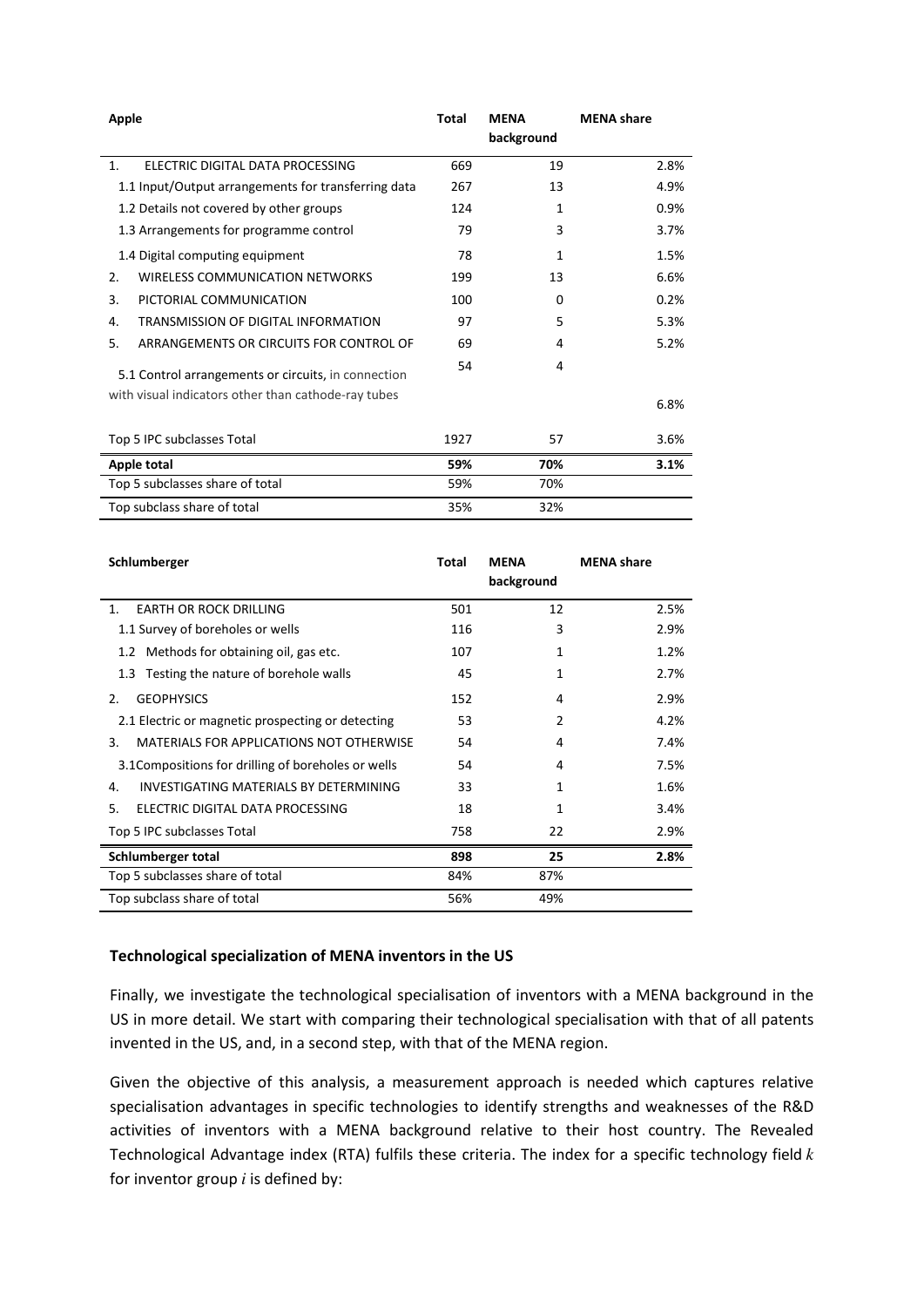| Apple | Total | MENA background | MENA share |
|---|---|---|---|
| 1. ELECTRIC DIGITAL DATA PROCESSING | 669 | 19 | 2.8% |
| 1.1 Input/Output arrangements for transferring data | 267 | 13 | 4.9% |
| 1.2 Details not covered by other groups | 124 | 1 | 0.9% |
| 1.3 Arrangements for programme control | 79 | 3 | 3.7% |
| 1.4 Digital computing equipment | 78 | 1 | 1.5% |
| 2. WIRELESS COMMUNICATION NETWORKS | 199 | 13 | 6.6% |
| 3. PICTORIAL COMMUNICATION | 100 | 0 | 0.2% |
| 4. TRANSMISSION OF DIGITAL INFORMATION | 97 | 5 | 5.3% |
| 5. ARRANGEMENTS OR CIRCUITS FOR CONTROL OF | 69 | 4 | 5.2% |
| 5.1 Control arrangements or circuits, in connection with visual indicators other than cathode-ray tubes | 54 | 4 | 6.8% |
| Top 5 IPC subclasses Total | 1927 | 57 | 3.6% |
| **Apple total** | **59%** | **70%** | **3.1%** |
| Top 5 subclasses share of total | 59% | 70% | |
| Top subclass share of total | 35% | 32% | |

| Schlumberger | Total | MENA background | MENA share |
|---|---|---|---|
| 1. EARTH OR ROCK DRILLING | 501 | 12 | 2.5% |
| 1.1 Survey of boreholes or wells | 116 | 3 | 2.9% |
| 1.2 Methods for obtaining oil, gas etc. | 107 | 1 | 1.2% |
| 1.3 Testing the nature of borehole walls | 45 | 1 | 2.7% |
| 2. GEOPHYSICS | 152 | 4 | 2.9% |
| 2.1 Electric or magnetic prospecting or detecting | 53 | 2 | 4.2% |
| 3. MATERIALS FOR APPLICATIONS NOT OTHERWISE | 54 | 4 | 7.4% |
| 3.1Compositions for drilling of boreholes or wells | 54 | 4 | 7.5% |
| 4. INVESTIGATING MATERIALS BY DETERMINING | 33 | 1 | 1.6% |
| 5. ELECTRIC DIGITAL DATA PROCESSING | 18 | 1 | 3.4% |
| Top 5 IPC subclasses Total | 758 | 22 | 2.9% |
| **Schlumberger total** | **898** | **25** | **2.8%** |
| Top 5 subclasses share of total | 84% | 87% | |
| Top subclass share of total | 56% | 49% | |

**Technological specialization of MENA inventors in the US**

Finally, we investigate the technological specialisation of inventors with a MENA background in the US in more detail. We start with comparing their technological specialisation with that of all patents invented in the US, and, in a second step, with that of the MENA region.

Given the objective of this analysis, a measurement approach is needed which captures relative specialisation advantages in specific technologies to identify strengths and weaknesses of the R&D activities of inventors with a MENA background relative to their host country. The Revealed Technological Advantage index (RTA) fulfils these criteria. The index for a specific technology field $k$ for inventor group $i$ is defined by: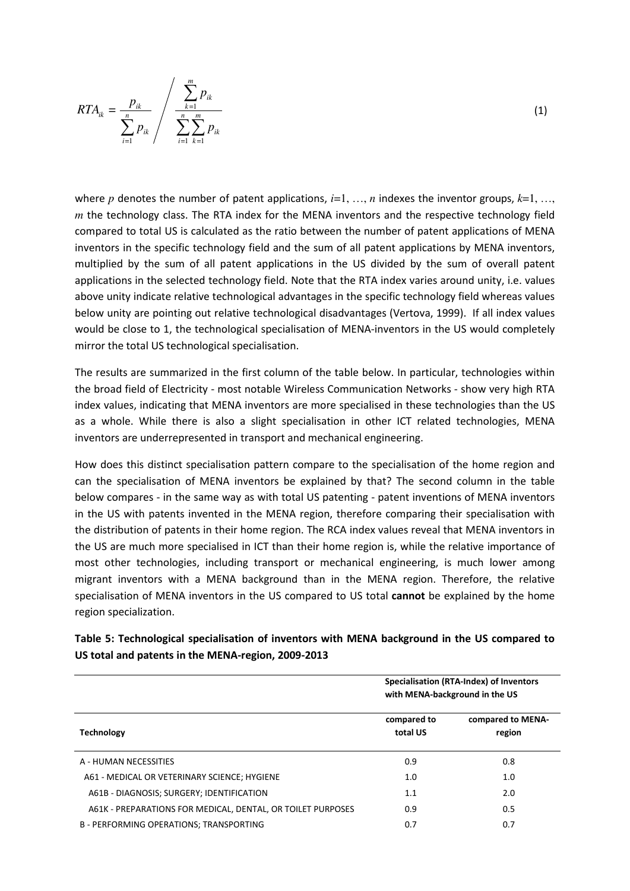$$RTA_{ik} = \frac{p_{ik}}{\sum_{i=1}^{n} p_{ik}} \bigg/ \frac{\sum_{k=1}^{m} p_{ik}}{\sum_{i=1}^{n}\sum_{k=1}^{m} p_{ik}} \quad (1)$$

where $p$ denotes the number of patent applications, $i=1, \ldots, n$ indexes the inventor groups, $k=1, \ldots, m$ the technology class. The RTA index for the MENA inventors and the respective technology field compared to total US is calculated as the ratio between the number of patent applications of MENA inventors in the specific technology field and the sum of all patent applications by MENA inventors, multiplied by the sum of all patent applications in the US divided by the sum of overall patent applications in the selected technology field. Note that the RTA index varies around unity, i.e. values above unity indicate relative technological advantages in the specific technology field whereas values below unity are pointing out relative technological disadvantages (Vertova, 1999). If all index values would be close to 1, the technological specialisation of MENA-inventors in the US would completely mirror the total US technological specialisation.

The results are summarized in the first column of the table below. In particular, technologies within the broad field of Electricity - most notable Wireless Communication Networks - show very high RTA index values, indicating that MENA inventors are more specialised in these technologies than the US as a whole. While there is also a slight specialisation in other ICT related technologies, MENA inventors are underrepresented in transport and mechanical engineering.

How does this distinct specialisation pattern compare to the specialisation of the home region and can the specialisation of MENA inventors be explained by that? The second column in the table below compares - in the same way as with total US patenting - patent inventions of MENA inventors in the US with patents invented in the MENA region, therefore comparing their specialisation with the distribution of patents in their home region. The RCA index values reveal that MENA inventors in the US are much more specialised in ICT than their home region is, while the relative importance of most other technologies, including transport or mechanical engineering, is much lower among migrant inventors with a MENA background than in the MENA region. Therefore, the relative specialisation of MENA inventors in the US compared to US total **cannot** be explained by the home region specialization.

**Table 5: Technological specialisation of inventors with MENA background in the US compared to US total and patents in the MENA-region, 2009-2013**

| | Specialisation (RTA-Index) of Inventors with MENA-background in the US | |
|---|---|---|
| **Technology** | **compared to total US** | **compared to MENA-region** |
| A - HUMAN NECESSITIES | 0.9 | 0.8 |
| A61 - MEDICAL OR VETERINARY SCIENCE; HYGIENE | 1.0 | 1.0 |
| A61B - DIAGNOSIS; SURGERY; IDENTIFICATION | 1.1 | 2.0 |
| A61K - PREPARATIONS FOR MEDICAL, DENTAL, OR TOILET PURPOSES | 0.9 | 0.5 |
| B - PERFORMING OPERATIONS; TRANSPORTING | 0.7 | 0.7 |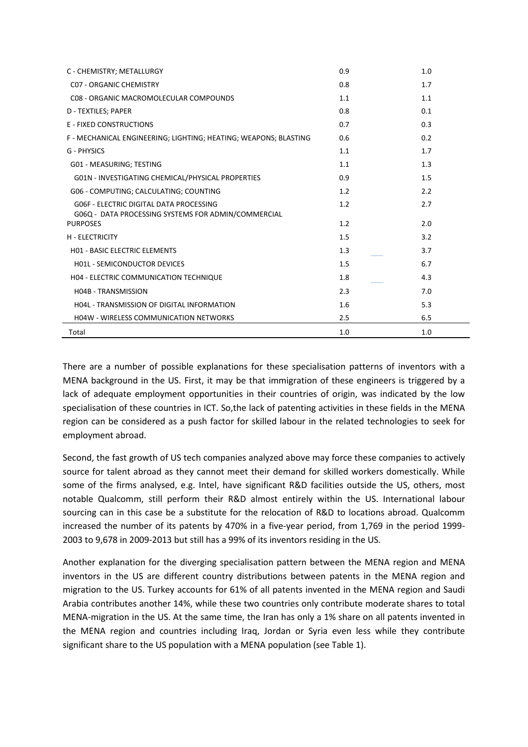| | | |
|---|---|---|
| C - CHEMISTRY; METALLURGY | 0.9 | 1.0 |
| C07 - ORGANIC CHEMISTRY | 0.8 | 1.7 |
| C08 - ORGANIC MACROMOLECULAR COMPOUNDS | 1.1 | 1.1 |
| D - TEXTILES; PAPER | 0.8 | 0.1 |
| E - FIXED CONSTRUCTIONS | 0.7 | 0.3 |
| F - MECHANICAL ENGINEERING; LIGHTING; HEATING; WEAPONS; BLASTING | 0.6 | 0.2 |
| G - PHYSICS | 1.1 | 1.7 |
| G01 - MEASURING; TESTING | 1.1 | 1.3 |
| G01N - INVESTIGATING CHEMICAL/PHYSICAL PROPERTIES | 0.9 | 1.5 |
| G06 - COMPUTING; CALCULATING; COUNTING | 1.2 | 2.2 |
| G06F - ELECTRIC DIGITAL DATA PROCESSING | 1.2 | 2.7 |
| G06Q - DATA PROCESSING SYSTEMS FOR ADMIN/COMMERCIAL PURPOSES | 1.2 | 2.0 |
| H - ELECTRICITY | 1.5 | 3.2 |
| H01 - BASIC ELECTRIC ELEMENTS | 1.3 | 3.7 |
| H01L - SEMICONDUCTOR DEVICES | 1.5 | 6.7 |
| H04 - ELECTRIC COMMUNICATION TECHNIQUE | 1.8 | 4.3 |
| H04B - TRANSMISSION | 2.3 | 7.0 |
| H04L - TRANSMISSION OF DIGITAL INFORMATION | 1.6 | 5.3 |
| H04W - WIRELESS COMMUNICATION NETWORKS | 2.5 | 6.5 |
| Total | 1.0 | 1.0 |

There are a number of possible explanations for these specialisation patterns of inventors with a MENA background in the US. First, it may be that immigration of these engineers is triggered by a lack of adequate employment opportunities in their countries of origin, was indicated by the low specialisation of these countries in ICT. So,the lack of patenting activities in these fields in the MENA region can be considered as a push factor for skilled labour in the related technologies to seek for employment abroad.

Second, the fast growth of US tech companies analyzed above may force these companies to actively source for talent abroad as they cannot meet their demand for skilled workers domestically. While some of the firms analysed, e.g. Intel, have significant R&D facilities outside the US, others, most notable Qualcomm, still perform their R&D almost entirely within the US. International labour sourcing can in this case be a substitute for the relocation of R&D to locations abroad. Qualcomm increased the number of its patents by 470% in a five-year period, from 1,769 in the period 1999-2003 to 9,678 in 2009-2013 but still has a 99% of its inventors residing in the US.

Another explanation for the diverging specialisation pattern between the MENA region and MENA inventors in the US are different country distributions between patents in the MENA region and migration to the US. Turkey accounts for 61% of all patents invented in the MENA region and Saudi Arabia contributes another 14%, while these two countries only contribute moderate shares to total MENA-migration in the US. At the same time, the Iran has only a 1% share on all patents invented in the MENA region and countries including Iraq, Jordan or Syria even less while they contribute significant share to the US population with a MENA population (see Table 1).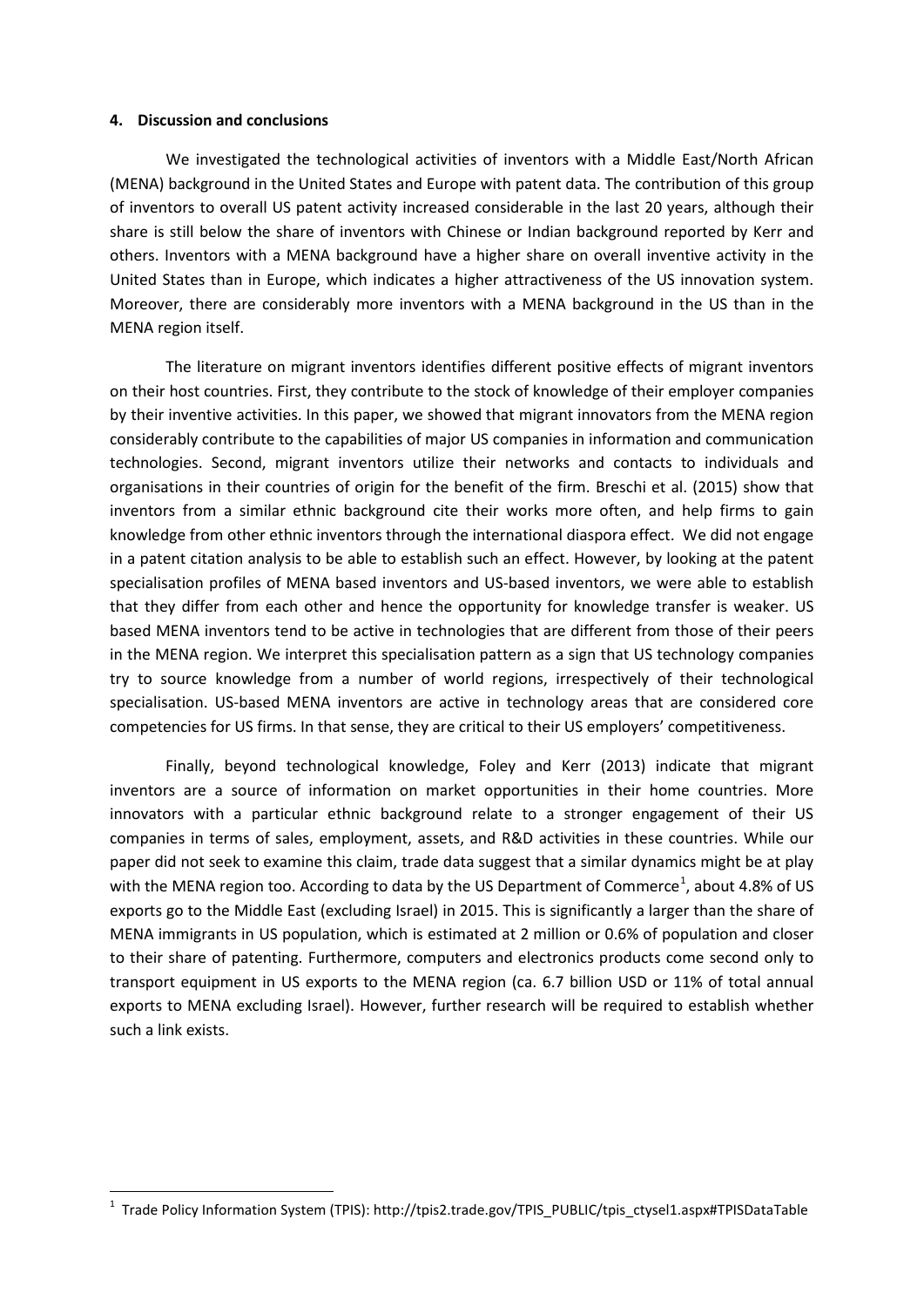## 4. Discussion and conclusions

We investigated the technological activities of inventors with a Middle East/North African (MENA) background in the United States and Europe with patent data. The contribution of this group of inventors to overall US patent activity increased considerable in the last 20 years, although their share is still below the share of inventors with Chinese or Indian background reported by Kerr and others. Inventors with a MENA background have a higher share on overall inventive activity in the United States than in Europe, which indicates a higher attractiveness of the US innovation system. Moreover, there are considerably more inventors with a MENA background in the US than in the MENA region itself.

The literature on migrant inventors identifies different positive effects of migrant inventors on their host countries. First, they contribute to the stock of knowledge of their employer companies by their inventive activities. In this paper, we showed that migrant innovators from the MENA region considerably contribute to the capabilities of major US companies in information and communication technologies. Second, migrant inventors utilize their networks and contacts to individuals and organisations in their countries of origin for the benefit of the firm. Breschi et al. (2015) show that inventors from a similar ethnic background cite their works more often, and help firms to gain knowledge from other ethnic inventors through the international diaspora effect. We did not engage in a patent citation analysis to be able to establish such an effect. However, by looking at the patent specialisation profiles of MENA based inventors and US-based inventors, we were able to establish that they differ from each other and hence the opportunity for knowledge transfer is weaker. US based MENA inventors tend to be active in technologies that are different from those of their peers in the MENA region. We interpret this specialisation pattern as a sign that US technology companies try to source knowledge from a number of world regions, irrespectively of their technological specialisation. US-based MENA inventors are active in technology areas that are considered core competencies for US firms. In that sense, they are critical to their US employers' competitiveness.

Finally, beyond technological knowledge, Foley and Kerr (2013) indicate that migrant inventors are a source of information on market opportunities in their home countries. More innovators with a particular ethnic background relate to a stronger engagement of their US companies in terms of sales, employment, assets, and R&D activities in these countries. While our paper did not seek to examine this claim, trade data suggest that a similar dynamics might be at play with the MENA region too. According to data by the US Department of Commerce[1], about 4.8% of US exports go to the Middle East (excluding Israel) in 2015. This is significantly a larger than the share of MENA immigrants in US population, which is estimated at 2 million or 0.6% of population and closer to their share of patenting. Furthermore, computers and electronics products come second only to transport equipment in US exports to the MENA region (ca. 6.7 billion USD or 11% of total annual exports to MENA excluding Israel). However, further research will be required to establish whether such a link exists.

---

[1] Trade Policy Information System (TPIS): http://tpis2.trade.gov/TPIS_PUBLIC/tpis_ctysel1.aspx#TPISDataTable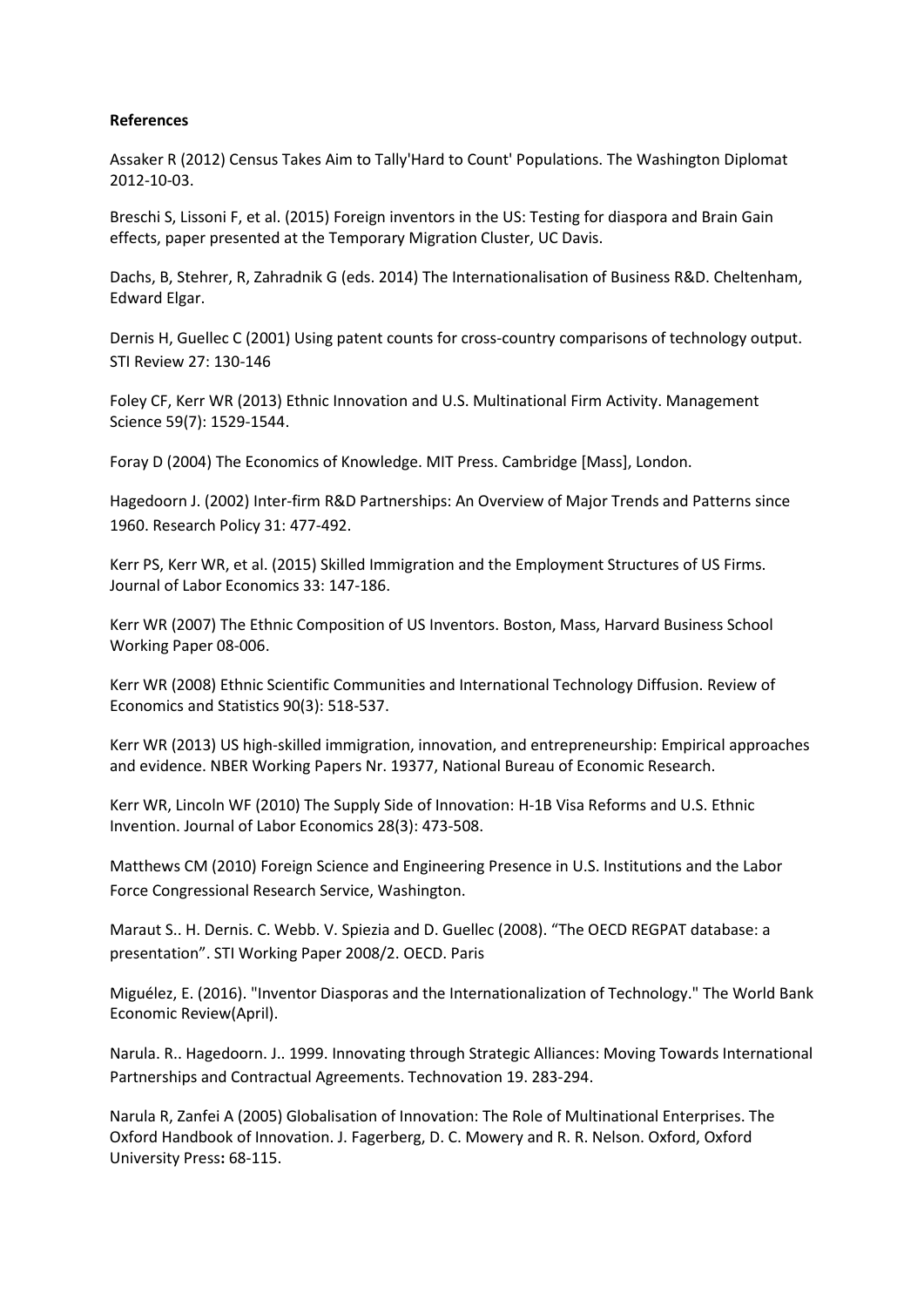**References**

Assaker R (2012) Census Takes Aim to Tally'Hard to Count' Populations. The Washington Diplomat 2012-10-03.

Breschi S, Lissoni F, et al. (2015) Foreign inventors in the US: Testing for diaspora and Brain Gain effects, paper presented at the Temporary Migration Cluster, UC Davis.

Dachs, B, Stehrer, R, Zahradnik G (eds. 2014) The Internationalisation of Business R&D. Cheltenham, Edward Elgar.

Dernis H, Guellec C (2001) Using patent counts for cross-country comparisons of technology output. STI Review 27: 130-146

Foley CF, Kerr WR (2013) Ethnic Innovation and U.S. Multinational Firm Activity. Management Science 59(7): 1529-1544.

Foray D (2004) The Economics of Knowledge. MIT Press. Cambridge [Mass], London.

Hagedoorn J. (2002) Inter-firm R&D Partnerships: An Overview of Major Trends and Patterns since 1960. Research Policy 31: 477-492.

Kerr PS, Kerr WR, et al. (2015) Skilled Immigration and the Employment Structures of US Firms. Journal of Labor Economics 33: 147-186.

Kerr WR (2007) The Ethnic Composition of US Inventors. Boston, Mass, Harvard Business School Working Paper 08-006.

Kerr WR (2008) Ethnic Scientific Communities and International Technology Diffusion. Review of Economics and Statistics 90(3): 518-537.

Kerr WR (2013) US high-skilled immigration, innovation, and entrepreneurship: Empirical approaches and evidence. NBER Working Papers Nr. 19377, National Bureau of Economic Research.

Kerr WR, Lincoln WF (2010) The Supply Side of Innovation: H-1B Visa Reforms and U.S. Ethnic Invention. Journal of Labor Economics 28(3): 473-508.

Matthews CM (2010) Foreign Science and Engineering Presence in U.S. Institutions and the Labor Force Congressional Research Service, Washington.

Maraut S.. H. Dernis. C. Webb. V. Spiezia and D. Guellec (2008). “The OECD REGPAT database: a presentation”. STI Working Paper 2008/2. OECD. Paris

Miguélez, E. (2016). "Inventor Diasporas and the Internationalization of Technology." The World Bank Economic Review(April).

Narula. R.. Hagedoorn. J.. 1999. Innovating through Strategic Alliances: Moving Towards International Partnerships and Contractual Agreements. Technovation 19. 283-294.

Narula R, Zanfei A (2005) Globalisation of Innovation: The Role of Multinational Enterprises. The Oxford Handbook of Innovation. J. Fagerberg, D. C. Mowery and R. R. Nelson. Oxford, Oxford University Press**:** 68-115.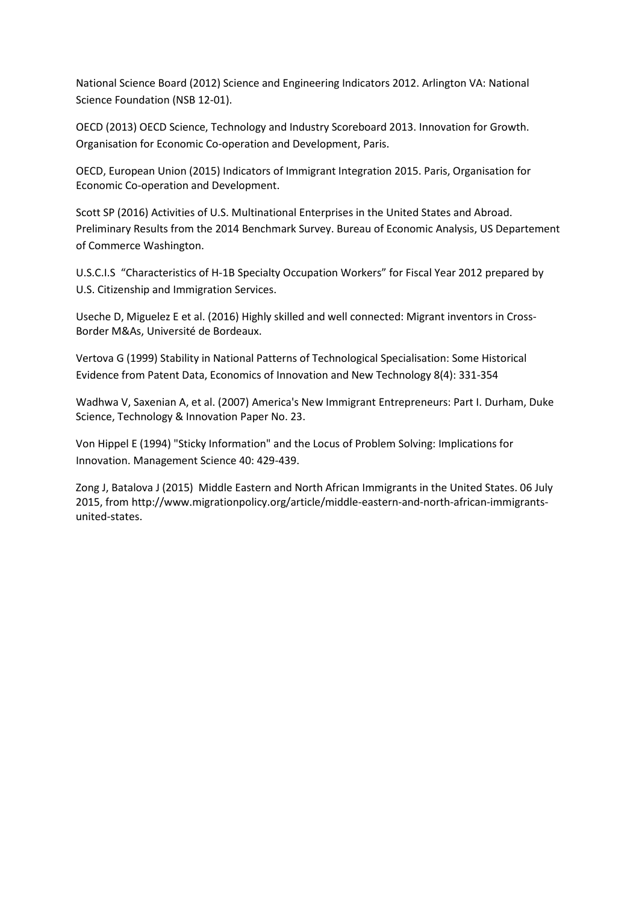National Science Board (2012) Science and Engineering Indicators 2012. Arlington VA: National Science Foundation (NSB 12-01).

OECD (2013) OECD Science, Technology and Industry Scoreboard 2013. Innovation for Growth. Organisation for Economic Co-operation and Development, Paris.

OECD, European Union (2015) Indicators of Immigrant Integration 2015. Paris, Organisation for Economic Co-operation and Development.

Scott SP (2016) Activities of U.S. Multinational Enterprises in the United States and Abroad. Preliminary Results from the 2014 Benchmark Survey. Bureau of Economic Analysis, US Departement of Commerce Washington.

U.S.C.I.S "Characteristics of H-1B Specialty Occupation Workers" for Fiscal Year 2012 prepared by U.S. Citizenship and Immigration Services.

Useche D, Miguelez E et al. (2016) Highly skilled and well connected: Migrant inventors in Cross-Border M&As, Université de Bordeaux.

Vertova G (1999) Stability in National Patterns of Technological Specialisation: Some Historical Evidence from Patent Data, Economics of Innovation and New Technology 8(4): 331-354

Wadhwa V, Saxenian A, et al. (2007) America's New Immigrant Entrepreneurs: Part I. Durham, Duke Science, Technology & Innovation Paper No. 23.

Von Hippel E (1994) "Sticky Information" and the Locus of Problem Solving: Implications for Innovation. Management Science 40: 429-439.

Zong J, Batalova J (2015) Middle Eastern and North African Immigrants in the United States. 06 July 2015, from http://www.migrationpolicy.org/article/middle-eastern-and-north-african-immigrants-united-states.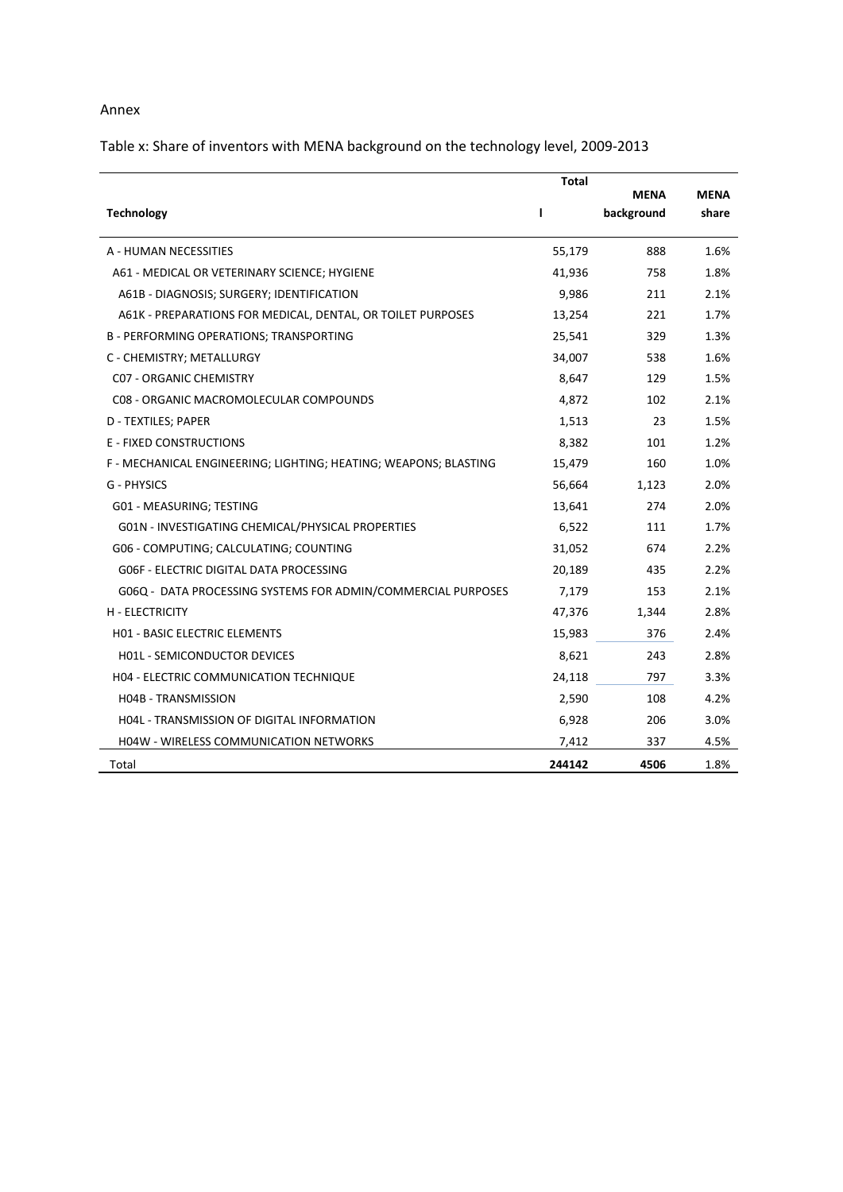Annex

Table x: Share of inventors with MENA background on the technology level, 2009-2013

| Technology | Total I | MENA background | MENA share |
|---|---|---|---|
| A - HUMAN NECESSITIES | 55,179 | 888 | 1.6% |
| A61 - MEDICAL OR VETERINARY SCIENCE; HYGIENE | 41,936 | 758 | 1.8% |
| A61B - DIAGNOSIS; SURGERY; IDENTIFICATION | 9,986 | 211 | 2.1% |
| A61K - PREPARATIONS FOR MEDICAL, DENTAL, OR TOILET PURPOSES | 13,254 | 221 | 1.7% |
| B - PERFORMING OPERATIONS; TRANSPORTING | 25,541 | 329 | 1.3% |
| C - CHEMISTRY; METALLURGY | 34,007 | 538 | 1.6% |
| C07 - ORGANIC CHEMISTRY | 8,647 | 129 | 1.5% |
| C08 - ORGANIC MACROMOLECULAR COMPOUNDS | 4,872 | 102 | 2.1% |
| D - TEXTILES; PAPER | 1,513 | 23 | 1.5% |
| E - FIXED CONSTRUCTIONS | 8,382 | 101 | 1.2% |
| F - MECHANICAL ENGINEERING; LIGHTING; HEATING; WEAPONS; BLASTING | 15,479 | 160 | 1.0% |
| G - PHYSICS | 56,664 | 1,123 | 2.0% |
| G01 - MEASURING; TESTING | 13,641 | 274 | 2.0% |
| G01N - INVESTIGATING CHEMICAL/PHYSICAL PROPERTIES | 6,522 | 111 | 1.7% |
| G06 - COMPUTING; CALCULATING; COUNTING | 31,052 | 674 | 2.2% |
| G06F - ELECTRIC DIGITAL DATA PROCESSING | 20,189 | 435 | 2.2% |
| G06Q - DATA PROCESSING SYSTEMS FOR ADMIN/COMMERCIAL PURPOSES | 7,179 | 153 | 2.1% |
| H - ELECTRICITY | 47,376 | 1,344 | 2.8% |
| H01 - BASIC ELECTRIC ELEMENTS | 15,983 | 376 | 2.4% |
| H01L - SEMICONDUCTOR DEVICES | 8,621 | 243 | 2.8% |
| H04 - ELECTRIC COMMUNICATION TECHNIQUE | 24,118 | 797 | 3.3% |
| H04B - TRANSMISSION | 2,590 | 108 | 4.2% |
| H04L - TRANSMISSION OF DIGITAL INFORMATION | 6,928 | 206 | 3.0% |
| H04W - WIRELESS COMMUNICATION NETWORKS | 7,412 | 337 | 4.5% |
| Total | **244142** | **4506** | 1.8% |